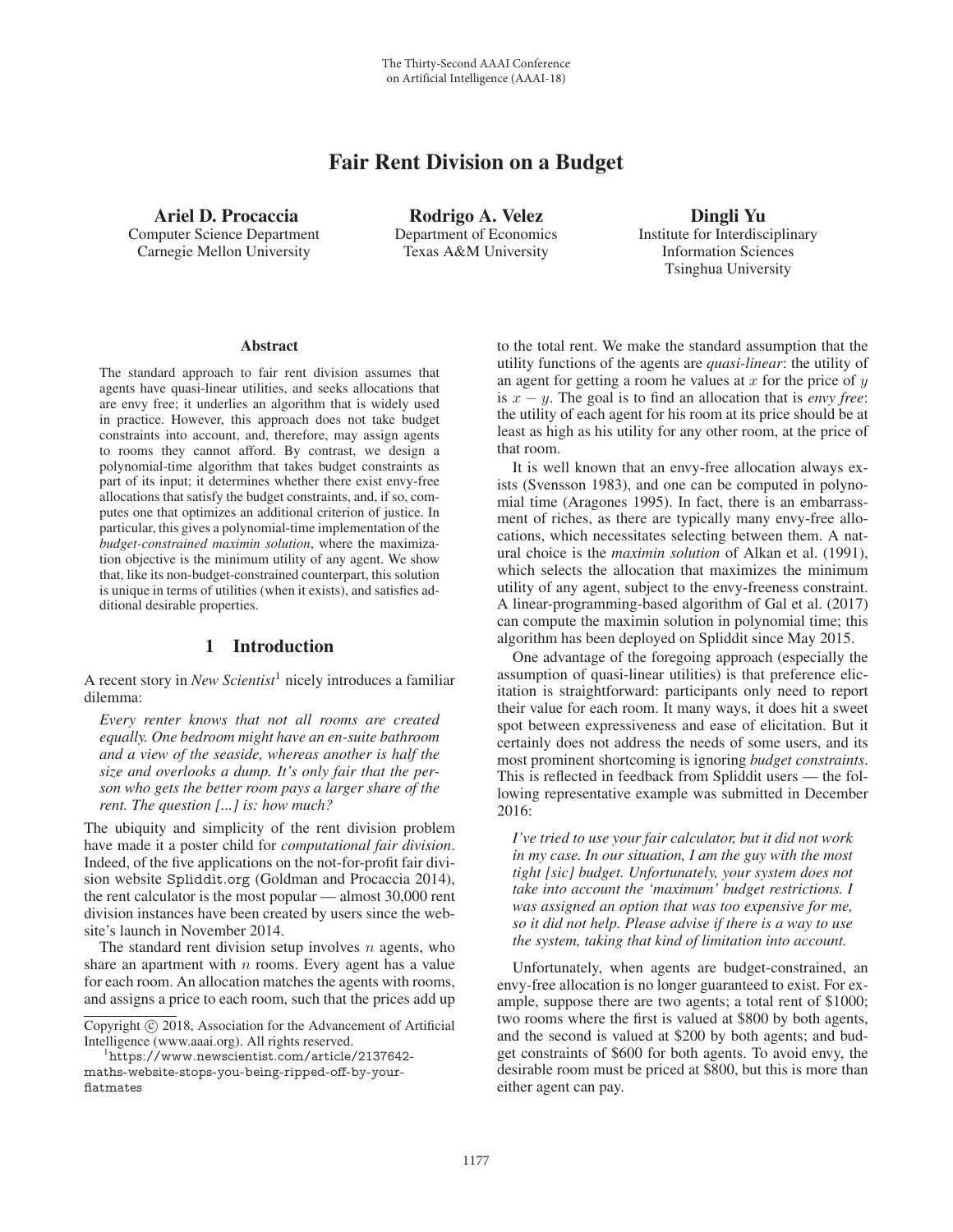# Fair Rent Division on a Budget

**Ariel D. Procaccia**
Computer Science Department
Carnegie Mellon University

**Rodrigo A. Velez**
Department of Economics
Texas A&M University

**Dingli Yu**
Institute for Interdisciplinary
Information Sciences
Tsinghua University

### Abstract

The standard approach to fair rent division assumes that agents have quasi-linear utilities, and seeks allocations that are envy free; it underlies an algorithm that is widely used in practice. However, this approach does not take budget constraints into account, and, therefore, may assign agents to rooms they cannot afford. By contrast, we design a polynomial-time algorithm that takes budget constraints as part of its input; it determines whether there exist envy-free allocations that satisfy the budget constraints, and, if so, computes one that optimizes an additional criterion of justice. In particular, this gives a polynomial-time implementation of the *budget-constrained maximin solution*, where the maximization objective is the minimum utility of any agent. We show that, like its non-budget-constrained counterpart, this solution is unique in terms of utilities (when it exists), and satisfies additional desirable properties.

## 1 Introduction

A recent story in *New Scientist*[1] nicely introduces a familiar dilemma:

> *Every renter knows that not all rooms are created equally. One bedroom might have an en-suite bathroom and a view of the seaside, whereas another is half the size and overlooks a dump. It's only fair that the person who gets the better room pays a larger share of the rent. The question [...] is: how much?*

The ubiquity and simplicity of the rent division problem have made it a poster child for *computational fair division*. Indeed, of the five applications on the not-for-profit fair division website Spliddit.org (Goldman and Procaccia 2014), the rent calculator is the most popular — almost 30,000 rent division instances have been created by users since the website's launch in November 2014.

The standard rent division setup involves $n$ agents, who share an apartment with $n$ rooms. Every agent has a value for each room. An allocation matches the agents with rooms, and assigns a price to each room, such that the prices add up to the total rent. We make the standard assumption that the utility functions of the agents are *quasi-linear*: the utility of an agent for getting a room he values at $x$ for the price of $y$ is $x - y$. The goal is to find an allocation that is *envy free*: the utility of each agent for his room at its price should be at least as high as his utility for any other room, at the price of that room.

It is well known that an envy-free allocation always exists (Svensson 1983), and one can be computed in polynomial time (Aragones 1995). In fact, there is an embarrassment of riches, as there are typically many envy-free allocations, which necessitates selecting between them. A natural choice is the *maximin solution* of Alkan et al. (1991), which selects the allocation that maximizes the minimum utility of any agent, subject to the envy-freeness constraint. A linear-programming-based algorithm of Gal et al. (2017) can compute the maximin solution in polynomial time; this algorithm has been deployed on Spliddit since May 2015.

One advantage of the foregoing approach (especially the assumption of quasi-linear utilities) is that preference elicitation is straightforward: participants only need to report their value for each room. It many ways, it does hit a sweet spot between expressiveness and ease of elicitation. But it certainly does not address the needs of some users, and its most prominent shortcoming is ignoring *budget constraints*. This is reflected in feedback from Spliddit users — the following representative example was submitted in December 2016:

> *I've tried to use your fair calculator, but it did not work in my case. In our situation, I am the guy with the most tight [sic] budget. Unfortunately, your system does not take into account the 'maximum' budget restrictions. I was assigned an option that was too expensive for me, so it did not help. Please advise if there is a way to use the system, taking that kind of limitation into account.*

Unfortunately, when agents are budget-constrained, an envy-free allocation is no longer guaranteed to exist. For example, suppose there are two agents; a total rent of \$1000; two rooms where the first is valued at \$800 by both agents, and the second is valued at \$200 by both agents; and budget constraints of \$600 for both agents. To avoid envy, the desirable room must be priced at \$800, but this is more than either agent can pay.

Copyright © 2018, Association for the Advancement of Artificial Intelligence (www.aaai.org). All rights reserved.

[1] https://www.newscientist.com/article/2137642-maths-website-stops-you-being-ripped-off-by-your-flatmates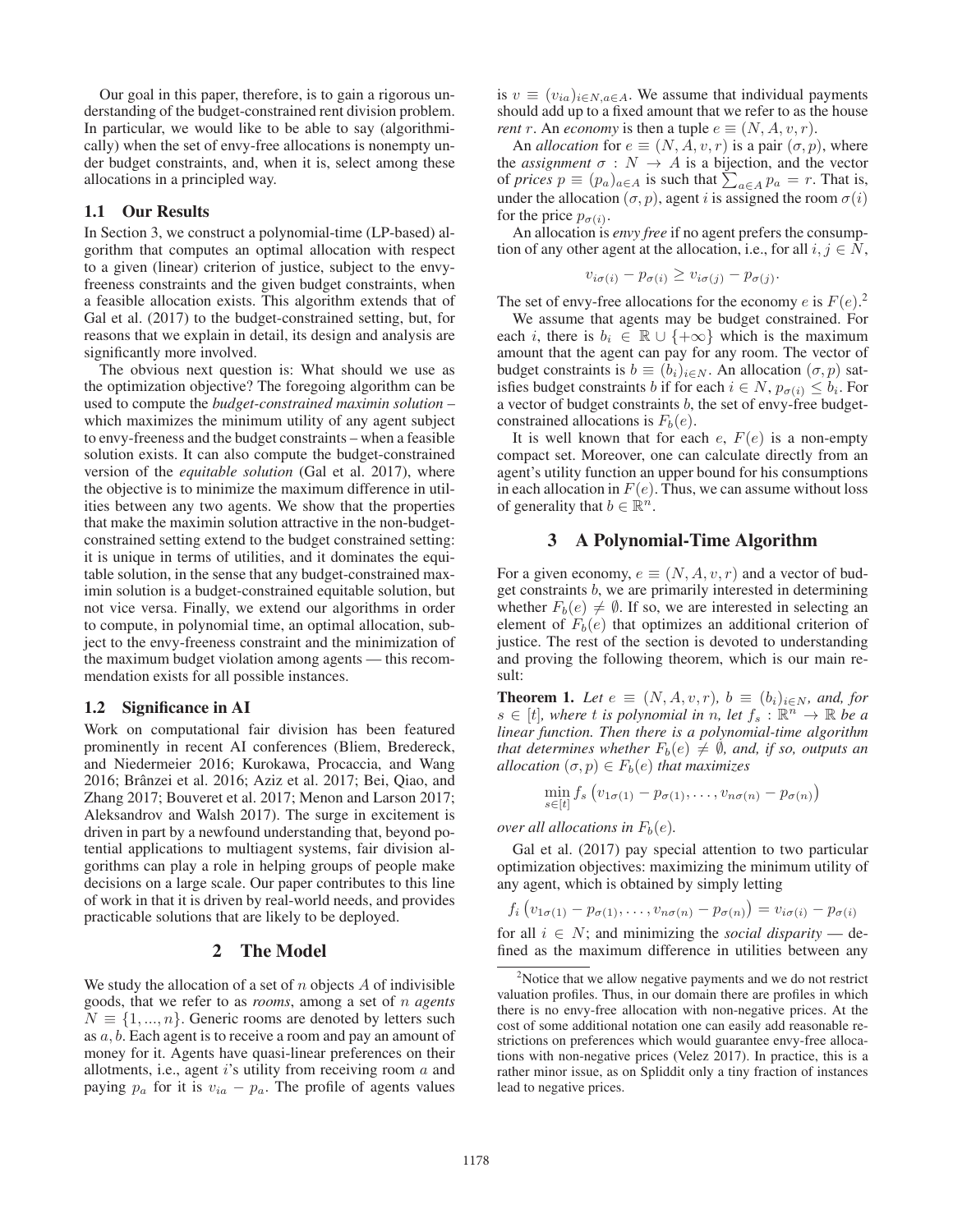Our goal in this paper, therefore, is to gain a rigorous understanding of the budget-constrained rent division problem. In particular, we would like to be able to say (algorithmically) when the set of envy-free allocations is nonempty under budget constraints, and, when it is, select among these allocations in a principled way.

### 1.1 Our Results

In Section 3, we construct a polynomial-time (LP-based) algorithm that computes an optimal allocation with respect to a given (linear) criterion of justice, subject to the envy-freeness constraints and the given budget constraints, when a feasible allocation exists. This algorithm extends that of Gal et al. (2017) to the budget-constrained setting, but, for reasons that we explain in detail, its design and analysis are significantly more involved.

The obvious next question is: What should we use as the optimization objective? The foregoing algorithm can be used to compute the *budget-constrained maximin solution* – which maximizes the minimum utility of any agent subject to envy-freeness and the budget constraints – when a feasible solution exists. It can also compute the budget-constrained version of the *equitable solution* (Gal et al. 2017), where the objective is to minimize the maximum difference in utilities between any two agents. We show that the properties that make the maximin solution attractive in the non-budget-constrained setting extend to the budget constrained setting: it is unique in terms of utilities, and it dominates the equitable solution, in the sense that any budget-constrained maximin solution is a budget-constrained equitable solution, but not vice versa. Finally, we extend our algorithms in order to compute, in polynomial time, an optimal allocation, subject to the envy-freeness constraint and the minimization of the maximum budget violation among agents — this recommendation exists for all possible instances.

### 1.2 Significance in AI

Work on computational fair division has been featured prominently in recent AI conferences (Bliem, Bredereck, and Niedermeier 2016; Kurokawa, Procaccia, and Wang 2016; Brânzei et al. 2016; Aziz et al. 2017; Bei, Qiao, and Zhang 2017; Bouveret et al. 2017; Menon and Larson 2017; Aleksandrov and Walsh 2017). The surge in excitement is driven in part by a newfound understanding that, beyond potential applications to multiagent systems, fair division algorithms can play a role in helping groups of people make decisions on a large scale. Our paper contributes to this line of work in that it is driven by real-world needs, and provides practicable solutions that are likely to be deployed.

## 2 The Model

We study the allocation of a set of $n$ objects $A$ of indivisible goods, that we refer to as *rooms*, among a set of $n$ *agents* $N \equiv \{1, ..., n\}$. Generic rooms are denoted by letters such as $a, b$. Each agent is to receive a room and pay an amount of money for it. Agents have quasi-linear preferences on their allotments, i.e., agent $i$'s utility from receiving room $a$ and paying $p_a$ for it is $v_{ia} - p_a$. The profile of agents values is $v \equiv (v_{ia})_{i \in N, a \in A}$. We assume that individual payments should add up to a fixed amount that we refer to as the house *rent* $r$. An *economy* is then a tuple $e \equiv (N, A, v, r)$.

An *allocation* for $e \equiv (N, A, v, r)$ is a pair $(\sigma, p)$, where the *assignment* $\sigma : N \to A$ is a bijection, and the vector of *prices* $p \equiv (p_a)_{a \in A}$ is such that $\sum_{a \in A} p_a = r$. That is, under the allocation $(\sigma, p)$, agent $i$ is assigned the room $\sigma(i)$ for the price $p_{\sigma(i)}$.

An allocation is *envy free* if no agent prefers the consumption of any other agent at the allocation, i.e., for all $i, j \in N$,

$$v_{i\sigma(i)} - p_{\sigma(i)} \geq v_{i\sigma(j)} - p_{\sigma(j)}.$$

The set of envy-free allocations for the economy $e$ is $F(e)$.[2]

We assume that agents may be budget constrained. For each $i$, there is $b_i \in \mathbb{R} \cup \{+\infty\}$ which is the maximum amount that the agent can pay for any room. The vector of budget constraints is $b \equiv (b_i)_{i \in N}$. An allocation $(\sigma, p)$ satisfies budget constraints $b$ if for each $i \in N$, $p_{\sigma(i)} \leq b_i$. For a vector of budget constraints $b$, the set of envy-free budget-constrained allocations is $F_b(e)$.

It is well known that for each $e$, $F(e)$ is a non-empty compact set. Moreover, one can calculate directly from an agent's utility function an upper bound for his consumptions in each allocation in $F(e)$. Thus, we can assume without loss of generality that $b \in \mathbb{R}^n$.

## 3 A Polynomial-Time Algorithm

For a given economy, $e \equiv (N, A, v, r)$ and a vector of budget constraints $b$, we are primarily interested in determining whether $F_b(e) \neq \emptyset$. If so, we are interested in selecting an element of $F_b(e)$ that optimizes an additional criterion of justice. The rest of the section is devoted to understanding and proving the following theorem, which is our main result:

**Theorem 1.** *Let $e \equiv (N, A, v, r)$, $b \equiv (b_i)_{i \in N}$, and, for $s \in [t]$, where $t$ is polynomial in $n$, let $f_s : \mathbb{R}^n \to \mathbb{R}$ be a linear function. Then there is a polynomial-time algorithm that determines whether $F_b(e) \neq \emptyset$, and, if so, outputs an allocation $(\sigma, p) \in F_b(e)$ that maximizes*

$$\min_{s \in [t]} f_s\left(v_{1\sigma(1)} - p_{\sigma(1)}, \ldots, v_{n\sigma(n)} - p_{\sigma(n)}\right)$$

*over all allocations in $F_b(e)$.*

Gal et al. (2017) pay special attention to two particular optimization objectives: maximizing the minimum utility of any agent, which is obtained by simply letting

$$f_i\left(v_{1\sigma(1)} - p_{\sigma(1)}, \ldots, v_{n\sigma(n)} - p_{\sigma(n)}\right) = v_{i\sigma(i)} - p_{\sigma(i)}$$

for all $i \in N$; and minimizing the *social disparity* — defined as the maximum difference in utilities between any

[2] Notice that we allow negative payments and we do not restrict valuation profiles. Thus, in our domain there are profiles in which there is no envy-free allocation with non-negative prices. At the cost of some additional notation one can easily add reasonable restrictions on preferences which would guarantee envy-free allocations with non-negative prices (Velez 2017). In practice, this is a rather minor issue, as on Spliddit only a tiny fraction of instances lead to negative prices.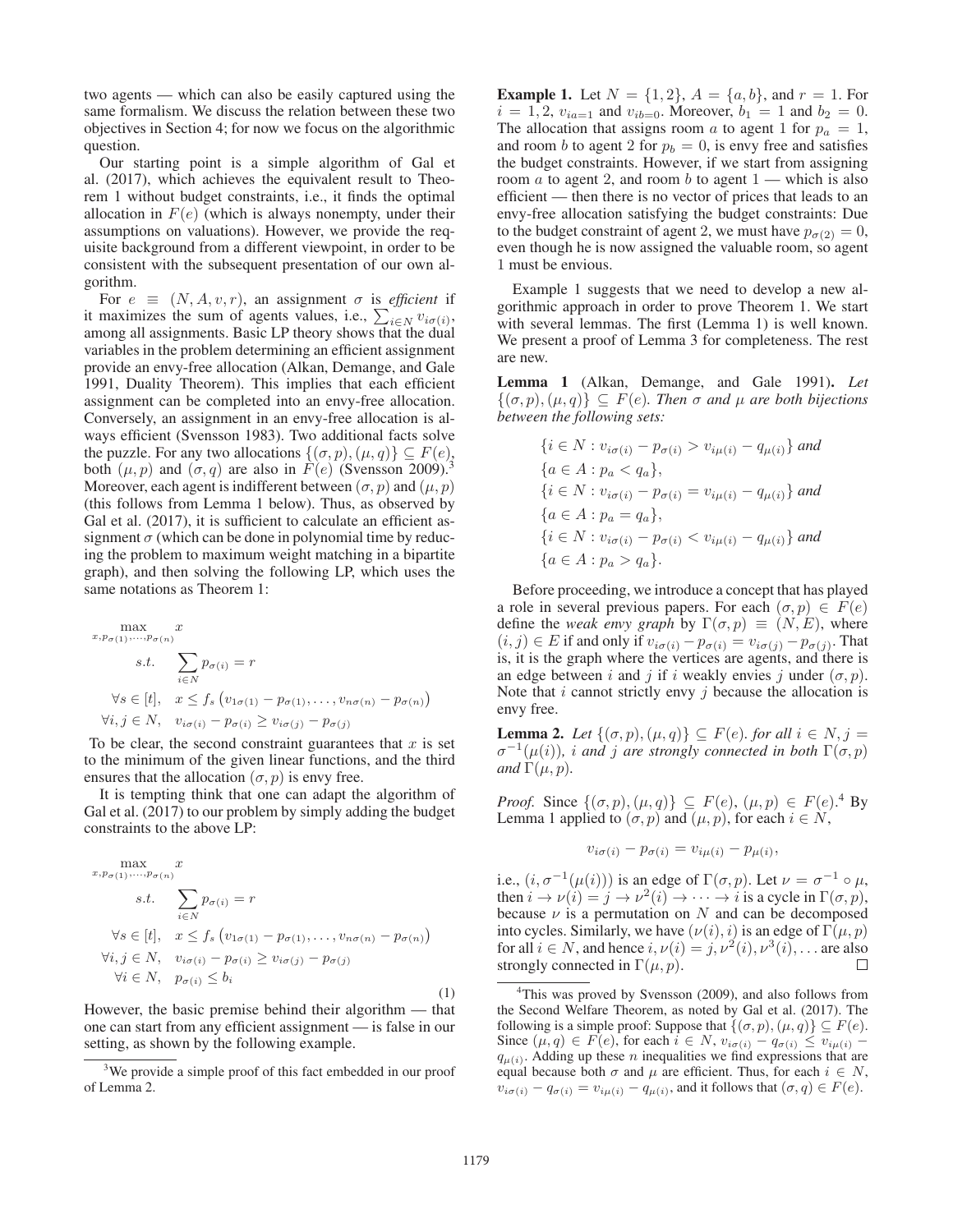two agents — which can also be easily captured using the same formalism. We discuss the relation between these two objectives in Section 4; for now we focus on the algorithmic question.

Our starting point is a simple algorithm of Gal et al. (2017), which achieves the equivalent result to Theorem 1 without budget constraints, i.e., it finds the optimal allocation in $F(e)$ (which is always nonempty, under their assumptions on valuations). However, we provide the requisite background from a different viewpoint, in order to be consistent with the subsequent presentation of our own algorithm.

For $e \equiv (N, A, v, r)$, an assignment $\sigma$ is *efficient* if it maximizes the sum of agents values, i.e., $\sum_{i \in N} v_{i\sigma(i)}$, among all assignments. Basic LP theory shows that the dual variables in the problem determining an efficient assignment provide an envy-free allocation (Alkan, Demange, and Gale 1991, Duality Theorem). This implies that each efficient assignment can be completed into an envy-free allocation. Conversely, an assignment in an envy-free allocation is always efficient (Svensson 1983). Two additional facts solve the puzzle. For any two allocations $\{(\sigma, p), (\mu, q)\} \subseteq F(e)$, both $(\mu, p)$ and $(\sigma, q)$ are also in $F(e)$ (Svensson 2009).[3] Moreover, each agent is indifferent between $(\sigma, p)$ and $(\mu, p)$ (this follows from Lemma 1 below). Thus, as observed by Gal et al. (2017), it is sufficient to calculate an efficient assignment $\sigma$ (which can be done in polynomial time by reducing the problem to maximum weight matching in a bipartite graph), and then solving the following LP, which uses the same notations as Theorem 1:

$$
\begin{aligned}
\max_{x, p_{\sigma(1)}, \ldots, p_{\sigma(n)}} \quad & x \\
s.t. \quad & \sum_{i \in N} p_{\sigma(i)} = r \\
\forall s \in [t], \quad & x \leq f_s\left(v_{1\sigma(1)} - p_{\sigma(1)}, \ldots, v_{n\sigma(n)} - p_{\sigma(n)}\right) \\
\forall i, j \in N, \quad & v_{i\sigma(i)} - p_{\sigma(i)} \geq v_{i\sigma(j)} - p_{\sigma(j)}
\end{aligned}
$$

To be clear, the second constraint guarantees that $x$ is set to the minimum of the given linear functions, and the third ensures that the allocation $(\sigma, p)$ is envy free.

It is tempting think that one can adapt the algorithm of Gal et al. (2017) to our problem by simply adding the budget constraints to the above LP:

$$
\begin{aligned}
\max_{x, p_{\sigma(1)}, \ldots, p_{\sigma(n)}} \quad & x \\
s.t. \quad & \sum_{i \in N} p_{\sigma(i)} = r \\
\forall s \in [t], \quad & x \leq f_s\left(v_{1\sigma(1)} - p_{\sigma(1)}, \ldots, v_{n\sigma(n)} - p_{\sigma(n)}\right) \\
\forall i, j \in N, \quad & v_{i\sigma(i)} - p_{\sigma(i)} \geq v_{i\sigma(j)} - p_{\sigma(j)} \\
\forall i \in N, \quad & p_{\sigma(i)} \leq b_i
\end{aligned}
\tag{1}
$$

However, the basic premise behind their algorithm — that one can start from any efficient assignment — is false in our setting, as shown by the following example.

[3] We provide a simple proof of this fact embedded in our proof of Lemma 2.

**Example 1.** Let $N = \{1, 2\}$, $A = \{a, b\}$, and $r = 1$. For $i = 1, 2$, $v_{ia=1}$ and $v_{ib=0}$. Moreover, $b_1 = 1$ and $b_2 = 0$. The allocation that assigns room $a$ to agent 1 for $p_a = 1$, and room $b$ to agent 2 for $p_b = 0$, is envy free and satisfies the budget constraints. However, if we start from assigning room $a$ to agent 2, and room $b$ to agent 1 — which is also efficient — then there is no vector of prices that leads to an envy-free allocation satisfying the budget constraints: Due to the budget constraint of agent 2, we must have $p_{\sigma(2)} = 0$, even though he is now assigned the valuable room, so agent 1 must be envious.

Example 1 suggests that we need to develop a new algorithmic approach in order to prove Theorem 1. We start with several lemmas. The first (Lemma 1) is well known. We present a proof of Lemma 3 for completeness. The rest are new.

**Lemma 1** (Alkan, Demange, and Gale 1991)**.** *Let $\{(\sigma, p), (\mu, q)\} \subseteq F(e)$. Then $\sigma$ and $\mu$ are both bijections between the following sets:*

$$
\begin{aligned}
&\{i \in N : v_{i\sigma(i)} - p_{\sigma(i)} > v_{i\mu(i)} - q_{\mu(i)}\} \text{ and} \\
&\{a \in A : p_a < q_a\}, \\
&\{i \in N : v_{i\sigma(i)} - p_{\sigma(i)} = v_{i\mu(i)} - q_{\mu(i)}\} \text{ and} \\
&\{a \in A : p_a = q_a\}, \\
&\{i \in N : v_{i\sigma(i)} - p_{\sigma(i)} < v_{i\mu(i)} - q_{\mu(i)}\} \text{ and} \\
&\{a \in A : p_a > q_a\}.
\end{aligned}
$$

Before proceeding, we introduce a concept that has played a role in several previous papers. For each $(\sigma, p) \in F(e)$ define the *weak envy graph* by $\Gamma(\sigma, p) \equiv (N, E)$, where $(i, j) \in E$ if and only if $v_{i\sigma(i)} - p_{\sigma(i)} = v_{i\sigma(j)} - p_{\sigma(j)}$. That is, it is the graph where the vertices are agents, and there is an edge between $i$ and $j$ if $i$ weakly envies $j$ under $(\sigma, p)$. Note that $i$ cannot strictly envy $j$ because the allocation is envy free.

**Lemma 2.** *Let $\{(\sigma, p), (\mu, q)\} \subseteq F(e)$. for all $i \in N, j = \sigma^{-1}(\mu(i))$, $i$ and $j$ are strongly connected in both $\Gamma(\sigma, p)$ and $\Gamma(\mu, p)$.*

*Proof.* Since $\{(\sigma, p), (\mu, q)\} \subseteq F(e)$, $(\mu, p) \in F(e)$.[4] By Lemma 1 applied to $(\sigma, p)$ and $(\mu, p)$, for each $i \in N$,

$$v_{i\sigma(i)} - p_{\sigma(i)} = v_{i\mu(i)} - p_{\mu(i)},$$

i.e., $(i, \sigma^{-1}(\mu(i)))$ is an edge of $\Gamma(\sigma, p)$. Let $\nu = \sigma^{-1} \circ \mu$, then $i \to \nu(i) = j \to \nu^2(i) \to \cdots \to i$ is a cycle in $\Gamma(\sigma, p)$, because $\nu$ is a permutation on $N$ and can be decomposed into cycles. Similarly, we have $(\nu(i), i)$ is an edge of $\Gamma(\mu, p)$ for all $i \in N$, and hence $i, \nu(i) = j, \nu^2(i), \nu^3(i), \ldots$ are also strongly connected in $\Gamma(\mu, p)$. $\square$

[4] This was proved by Svensson (2009), and also follows from the Second Welfare Theorem, as noted by Gal et al. (2017). The following is a simple proof: Suppose that $\{(\sigma, p), (\mu, q)\} \subseteq F(e)$. Since $(\mu, q) \in F(e)$, for each $i \in N$, $v_{i\sigma(i)} - q_{\sigma(i)} \leq v_{i\mu(i)} - q_{\mu(i)}$. Adding up these $n$ inequalities we find expressions that are equal because both $\sigma$ and $\mu$ are efficient. Thus, for each $i \in N$, $v_{i\sigma(i)} - q_{\sigma(i)} = v_{i\mu(i)} - q_{\mu(i)}$, and it follows that $(\sigma, q) \in F(e)$.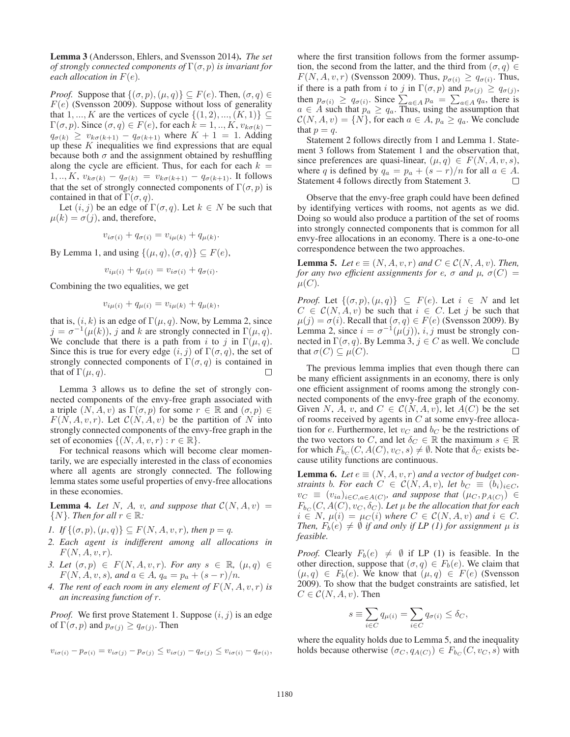**Lemma 3** (Andersson, Ehlers, and Svensson 2014)**.** *The set of strongly connected components of $\Gamma(\sigma, p)$ is invariant for each allocation in $F(e)$.*

*Proof.* Suppose that $\{(\sigma, p), (\mu, q)\} \subseteq F(e)$. Then, $(\sigma, q) \in F(e)$ (Svensson 2009). Suppose without loss of generality that $1, ..., K$ are the vertices of cycle $\{(1, 2), ..., (K, 1)\} \subseteq \Gamma(\sigma, p)$. Since $(\sigma, q) \in F(e)$, for each $k = 1, .., K$, $v_{k\sigma(k)} - q_{\sigma(k)} \geq v_{k\sigma(k+1)} - q_{\sigma(k+1)}$ where $K + 1 = 1$. Adding up these $K$ inequalities we find expressions that are equal because both $\sigma$ and the assignment obtained by reshuffling along the cycle are efficient. Thus, for each for each $k = 1, .., K$, $v_{k\sigma(k)} - q_{\sigma(k)} = v_{k\sigma(k+1)} - q_{\sigma(k+1)}$. It follows that the set of strongly connected components of $\Gamma(\sigma, p)$ is contained in that of $\Gamma(\sigma, q)$.

Let $(i, j)$ be an edge of $\Gamma(\sigma, q)$. Let $k \in N$ be such that $\mu(k) = \sigma(j)$, and, therefore,

$$v_{i\sigma(i)} + q_{\sigma(i)} = v_{i\mu(k)} + q_{\mu(k)}.$$

By Lemma 1, and using $\{(\mu, q), (\sigma, q)\} \subseteq F(e)$,

$$v_{i\mu(i)} + q_{\mu(i)} = v_{i\sigma(i)} + q_{\sigma(i)}.$$

Combining the two equalities, we get

$$v_{i\mu(i)} + q_{\mu(i)} = v_{i\mu(k)} + q_{\mu(k)},$$

that is, $(i, k)$ is an edge of $\Gamma(\mu, q)$. Now, by Lemma 2, since $j = \sigma^{-1}(\mu(k))$, $j$ and $k$ are strongly connected in $\Gamma(\mu, q)$. We conclude that there is a path from $i$ to $j$ in $\Gamma(\mu, q)$. Since this is true for every edge $(i, j)$ of $\Gamma(\sigma, q)$, the set of strongly connected components of $\Gamma(\sigma, q)$ is contained in that of $\Gamma(\mu, q)$. □

Lemma 3 allows us to define the set of strongly connected components of the envy-free graph associated with a triple $(N, A, v)$ as $\Gamma(\sigma, p)$ for some $r \in \mathbb{R}$ and $(\sigma, p) \in F(N, A, v, r)$. Let $\mathcal{C}(N, A, v)$ be the partition of $N$ into strongly connected components of the envy-free graph in the set of economies $\{(N, A, v, r) : r \in \mathbb{R}\}$.

For technical reasons which will become clear momentarily, we are especially interested in the class of economies where all agents are strongly connected. The following lemma states some useful properties of envy-free allocations in these economies.

**Lemma 4.** *Let $N$, $A$, $v$, and suppose that $\mathcal{C}(N, A, v) = \{N\}$. Then for all $r \in \mathbb{R}$:*

1. *If $\{(\sigma, p), (\mu, q)\} \subseteq F(N, A, v, r)$, then $p = q$.*
2. *Each agent is indifferent among all allocations in $F(N, A, v, r)$.*
3. *Let $(\sigma, p) \in F(N, A, v, r)$. For any $s \in \mathbb{R}$, $(\mu, q) \in F(N, A, v, s)$, and $a \in A$, $q_a = p_a + (s - r)/n$.*
4. *The rent of each room in any element of $F(N, A, v, r)$ is an increasing function of $r$.*

*Proof.* We first prove Statement 1. Suppose $(i, j)$ is an edge of $\Gamma(\sigma, p)$ and $p_{\sigma(j)} \geq q_{\sigma(j)}$. Then

$$v_{i\sigma(i)} - p_{\sigma(i)} = v_{i\sigma(j)} - p_{\sigma(j)} \leq v_{i\sigma(j)} - q_{\sigma(j)} \leq v_{i\sigma(i)} - q_{\sigma(i)},$$

where the first transition follows from the former assumption, the second from the latter, and the third from $(\sigma, q) \in F(N, A, v, r)$ (Svensson 2009). Thus, $p_{\sigma(i)} \geq q_{\sigma(i)}$. Thus, if there is a path from $i$ to $j$ in $\Gamma(\sigma, p)$ and $p_{\sigma(j)} \geq q_{\sigma(j)}$, then $p_{\sigma(i)} \geq q_{\sigma(i)}$. Since $\sum_{a \in A} p_a = \sum_{a \in A} q_a$, there is $a \in A$ such that $p_a \geq q_a$. Thus, using the assumption that $\mathcal{C}(N, A, v) = \{N\}$, for each $a \in A$, $p_a \geq q_a$. We conclude that $p = q$.

Statement 2 follows directly from 1 and Lemma 1. Statement 3 follows from Statement 1 and the observation that, since preferences are quasi-linear, $(\mu, q) \in F(N, A, v, s)$, where $q$ is defined by $q_a = p_a + (s - r)/n$ for all $a \in A$. Statement 4 follows directly from Statement 3. □

Observe that the envy-free graph could have been defined by identifying vertices with rooms, not agents as we did. Doing so would also produce a partition of the set of rooms into strongly connected components that is common for all envy-free allocations in an economy. There is a one-to-one correspondence between the two approaches.

**Lemma 5.** *Let $e \equiv (N, A, v, r)$ and $C \in \mathcal{C}(N, A, v)$. Then, for any two efficient assignments for $e$, $\sigma$ and $\mu$, $\sigma(C) = \mu(C)$.*

*Proof.* Let $\{(\sigma, p), (\mu, q)\} \subseteq F(e)$. Let $i \in N$ and let $C \in \mathcal{C}(N, A, v)$ be such that $i \in C$. Let $j$ be such that $\mu(j) = \sigma(i)$. Recall that $(\sigma, q) \in F(e)$ (Svensson 2009). By Lemma 2, since $i = \sigma^{-1}(\mu(j))$, $i, j$ must be strongly connected in $\Gamma(\sigma, q)$. By Lemma 3, $j \in C$ as well. We conclude that $\sigma(C) \subseteq \mu(C)$. □

The previous lemma implies that even though there can be many efficient assignments in an economy, there is only one efficient assignment of rooms among the strongly connected components of the envy-free graph of the economy. Given $N$, $A$, $v$, and $C \in \mathcal{C}(N, A, v)$, let $A(C)$ be the set of rooms received by agents in $C$ at some envy-free allocation for $e$. Furthermore, let $v_C$ and $b_C$ be the restrictions of the two vectors to $C$, and let $\delta_C \in \mathbb{R}$ be the maximum $s \in \mathbb{R}$ for which $F_{b_C}(C, A(C), v_C, s) \neq \emptyset$. Note that $\delta_C$ exists because utility functions are continuous.

**Lemma 6.** *Let $e \equiv (N, A, v, r)$ and a vector of budget constraints $b$. For each $C \in \mathcal{C}(N, A, v)$, let $b_C \equiv (b_i)_{i \in C}$, $v_C \equiv (v_{ia})_{i \in C, a \in A(C)}$, and suppose that $(\mu_C, p_{A(C)}) \in F_{b_C}(C, A(C), v_C, \delta_C)$. Let $\mu$ be the allocation that for each $i \in N$, $\mu(i) = \mu_C(i)$ where $C \in \mathcal{C}(N, A, v)$ and $i \in C$. Then, $F_b(e) \neq \emptyset$ if and only if LP (1) for assignment $\mu$ is feasible.*

*Proof.* Clearly $F_b(e) \neq \emptyset$ if LP (1) is feasible. In the other direction, suppose that $(\sigma, q) \in F_b(e)$. We claim that $(\mu, q) \in F_b(e)$. We know that $(\mu, q) \in F(e)$ (Svensson 2009). To show that the budget constraints are satisfied, let $C \in \mathcal{C}(N, A, v)$. Then

$$s \equiv \sum_{i \in C} q_{\mu(i)} = \sum_{i \in C} q_{\sigma(i)} \leq \delta_C,$$

where the equality holds due to Lemma 5, and the inequality holds because otherwise $(\sigma_C, q_{A(C)}) \in F_{b_C}(C, v_C, s)$ with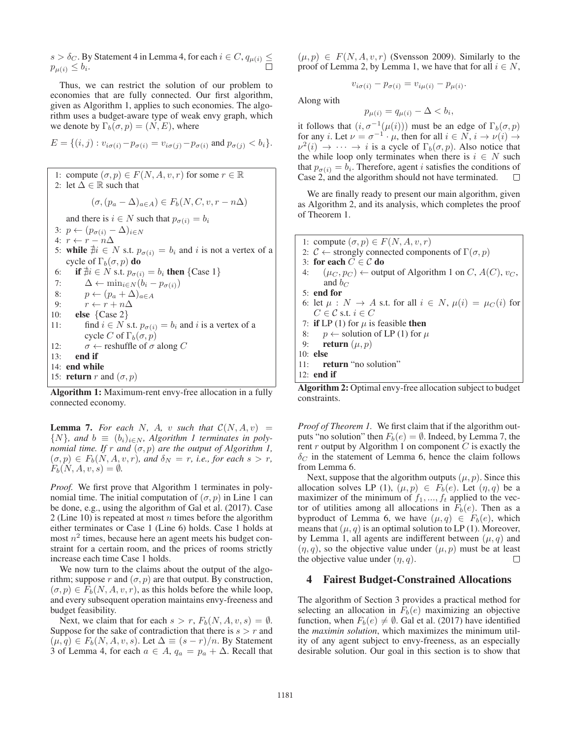$s > \delta_C$. By Statement 4 in Lemma 4, for each $i \in C$, $q_{\mu(i)} \leq p_{\mu(i)} \leq b_i$. $\square$

Thus, we can restrict the solution of our problem to economies that are fully connected. Our first algorithm, given as Algorithm 1, applies to such economies. The algorithm uses a budget-aware type of weak envy graph, which we denote by $\Gamma_b(\sigma, p) = (N, E)$, where

$$E = \{(i, j) : v_{i\sigma(i)} - p_{\sigma(i)} = v_{i\sigma(j)} - p_{\sigma(i)} \text{ and } p_{\sigma(j)} < b_i\}.$$

```
1: compute (σ, p) ∈ F(N, A, v, r) for some r ∈ ℝ
2: let Δ ∈ ℝ such that
       (σ, (p_a − Δ)_{a∈A}) ∈ F_b(N, C, v, r − nΔ)
   and there is i ∈ N such that p_σ(i) = b_i
3: p ← (p_σ(i) − Δ)_{i∈N}
4: r ← r − nΔ
5: while ∄i ∈ N s.t. p_σ(i) = b_i and i is not a vertex of a
   cycle of Γ_b(σ, p) do
6:    if ∄i ∈ N s.t. p_σ(i) = b_i then {Case 1}
7:       Δ ← min_{i∈N}(b_i − p_σ(i))
8:       p ← (p_a + Δ)_{a∈A}
9:       r ← r + nΔ
10:   else {Case 2}
11:      find i ∈ N s.t. p_σ(i) = b_i and i is a vertex of a
         cycle C of Γ_b(σ, p)
12:      σ ← reshuffle of σ along C
13:   end if
14: end while
15: return r and (σ, p)
```

**Algorithm 1:** Maximum-rent envy-free allocation in a fully connected economy.

**Lemma 7.** *For each $N$, $A$, $v$ such that $\mathcal{C}(N, A, v) = \{N\}$, and $b \equiv (b_i)_{i \in N}$, Algorithm 1 terminates in polynomial time. If $r$ and $(\sigma, p)$ are the output of Algorithm 1, $(\sigma, p) \in F_b(N, A, v, r)$, and $\delta_N = r$, i.e., for each $s > r$, $F_b(N, A, v, s) = \emptyset$.*

*Proof.* We first prove that Algorithm 1 terminates in polynomial time. The initial computation of $(\sigma, p)$ in Line 1 can be done, e.g., using the algorithm of Gal et al. (2017). Case 2 (Line 10) is repeated at most $n$ times before the algorithm either terminates or Case 1 (Line 6) holds. Case 1 holds at most $n^2$ times, because here an agent meets his budget constraint for a certain room, and the prices of rooms strictly increase each time Case 1 holds.

We now turn to the claims about the output of the algorithm; suppose $r$ and $(\sigma, p)$ are that output. By construction, $(\sigma, p) \in F_b(N, A, v, r)$, as this holds before the while loop, and every subsequent operation maintains envy-freeness and budget feasibility.

Next, we claim that for each $s > r$, $F_b(N, A, v, s) = \emptyset$. Suppose for the sake of contradiction that there is $s > r$ and $(\mu, q) \in F_b(N, A, v, s)$. Let $\Delta \equiv (s - r)/n$. By Statement 3 of Lemma 4, for each $a \in A$, $q_a = p_a + \Delta$. Recall that $(\mu, p) \in F(N, A, v, r)$ (Svensson 2009). Similarly to the proof of Lemma 2, by Lemma 1, we have that for all $i \in N$,

$$v_{i\sigma(i)} - p_{\sigma(i)} = v_{i\mu(i)} - p_{\mu(i)}.$$

Along with

$$p_{\mu(i)} = q_{\mu(i)} - \Delta < b_i,$$

it follows that $(i, \sigma^{-1}(\mu(i)))$ must be an edge of $\Gamma_b(\sigma, p)$ for any $i$. Let $\nu = \sigma^{-1} \cdot \mu$, then for all $i \in N$, $i \to \nu(i) \to \nu^2(i) \to \cdots \to i$ is a cycle of $\Gamma_b(\sigma, p)$. Also notice that the while loop only terminates when there is $i \in N$ such that $p_{\sigma(i)} = b_i$. Therefore, agent $i$ satisfies the conditions of Case 2, and the algorithm should not have terminated. $\square$

We are finally ready to present our main algorithm, given as Algorithm 2, and its analysis, which completes the proof of Theorem 1.

```
1: compute (σ, p) ∈ F(N, A, v, r)
2: 𝒞 ← strongly connected components of Γ(σ, p)
3: for each C ∈ 𝒞 do
4:    (μ_C, p_C) ← output of Algorithm 1 on C, A(C), v_C,
      and b_C
5: end for
6: let μ : N → A s.t. for all i ∈ N, μ(i) = μ_C(i) for
   C ∈ 𝒞 s.t. i ∈ C
7: if LP (1) for μ is feasible then
8:    p ← solution of LP (1) for μ
9:    return (μ, p)
10: else
11:   return "no solution"
12: end if
```

**Algorithm 2:** Optimal envy-free allocation subject to budget constraints.

*Proof of Theorem 1.* We first claim that if the algorithm outputs "no solution" then $F_b(e) = \emptyset$. Indeed, by Lemma 7, the rent $r$ output by Algorithm 1 on component $C$ is exactly the $\delta_C$ in the statement of Lemma 6, hence the claim follows from Lemma 6.

Next, suppose that the algorithm outputs $(\mu, p)$. Since this allocation solves LP (1), $(\mu, p) \in F_b(e)$. Let $(\eta, q)$ be a maximizer of the minimum of $f_1, ..., f_t$ applied to the vector of utilities among all allocations in $F_b(e)$. Then as a byproduct of Lemma 6, we have $(\mu, q) \in F_b(e)$, which means that $(\mu, q)$ is an optimal solution to LP (1). Moreover, by Lemma 1, all agents are indifferent between $(\mu, q)$ and $(\eta, q)$, so the objective value under $(\mu, p)$ must be at least the objective value under $(\eta, q)$. $\square$

## 4 Fairest Budget-Constrained Allocations

The algorithm of Section 3 provides a practical method for selecting an allocation in $F_b(e)$ maximizing an objective function, when $F_b(e) \neq \emptyset$. Gal et al. (2017) have identified the *maximin solution*, which maximizes the minimum utility of any agent subject to envy-freeness, as an especially desirable solution. Our goal in this section is to show that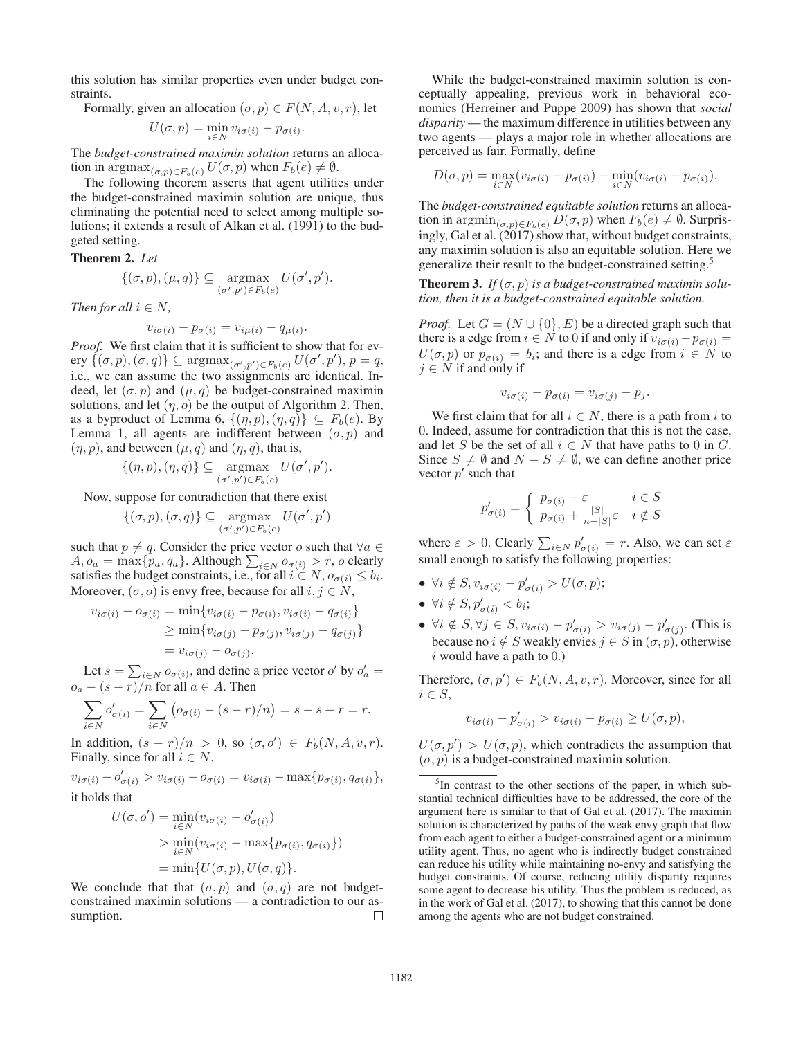this solution has similar properties even under budget constraints.

Formally, given an allocation $(\sigma, p) \in F(N, A, v, r)$, let

$$U(\sigma, p) = \min_{i \in N} v_{i\sigma(i)} - p_{\sigma(i)}.$$

The *budget-constrained maximin solution* returns an allocation in $\operatorname{argmax}_{(\sigma,p) \in F_b(e)} U(\sigma, p)$ when $F_b(e) \neq \emptyset$.

The following theorem asserts that agent utilities under the budget-constrained maximin solution are unique, thus eliminating the potential need to select among multiple solutions; it extends a result of Alkan et al. (1991) to the budgeted setting.

**Theorem 2.** *Let*

$$\{(\sigma, p), (\mu, q)\} \subseteq \operatorname*{argmax}_{(\sigma', p') \in F_b(e)} U(\sigma', p').$$

*Then for all* $i \in N$,

$$v_{i\sigma(i)} - p_{\sigma(i)} = v_{i\mu(i)} - q_{\mu(i)}.$$

*Proof.* We first claim that it is sufficient to show that for every $\{(\sigma, p), (\sigma, q)\} \subseteq \operatorname{argmax}_{(\sigma',p') \in F_b(e)} U(\sigma', p')$, $p = q$, i.e., we can assume the two assignments are identical. Indeed, let $(\sigma, p)$ and $(\mu, q)$ be budget-constrained maximin solutions, and let $(\eta, o)$ be the output of Algorithm 2. Then, as a byproduct of Lemma 6, $\{(\eta, p), (\eta, q)\} \subseteq F_b(e)$. By Lemma 1, all agents are indifferent between $(\sigma, p)$ and $(\eta, p)$, and between $(\mu, q)$ and $(\eta, q)$, that is,

$$\{(\eta, p), (\eta, q)\} \subseteq \operatorname*{argmax}_{(\sigma', p') \in F_b(e)} U(\sigma', p').$$

Now, suppose for contradiction that there exist

$$\{(\sigma, p), (\sigma, q)\} \subseteq \operatorname*{argmax}_{(\sigma', p') \in F_b(e)} U(\sigma', p')$$

such that $p \neq q$. Consider the price vector $o$ such that $\forall a \in A, o_a = \max\{p_a, q_a\}$. Although $\sum_{i \in N} o_{\sigma(i)} > r$, $o$ clearly satisfies the budget constraints, i.e., for all $i \in N$, $o_{\sigma(i)} \leq b_i$. Moreover, $(\sigma, o)$ is envy free, because for all $i, j \in N$,

$$\begin{aligned} v_{i\sigma(i)} - o_{\sigma(i)} &= \min\{v_{i\sigma(i)} - p_{\sigma(i)}, v_{i\sigma(i)} - q_{\sigma(i)}\} \\ &\geq \min\{v_{i\sigma(j)} - p_{\sigma(j)}, v_{i\sigma(j)} - q_{\sigma(j)}\} \\ &= v_{i\sigma(j)} - o_{\sigma(j)}. \end{aligned}$$

Let $s = \sum_{i \in N} o_{\sigma(i)}$, and define a price vector $o'$ by $o'_a = o_a - (s - r)/n$ for all $a \in A$. Then

$$\sum_{i \in N} o'_{\sigma(i)} = \sum_{i \in N} \left(o_{\sigma(i)} - (s - r)/n\right) = s - s + r = r.$$

In addition, $(s - r)/n > 0$, so $(\sigma, o') \in F_b(N, A, v, r)$. Finally, since for all $i \in N$,

$$v_{i\sigma(i)} - o'_{\sigma(i)} > v_{i\sigma(i)} - o_{\sigma(i)} = v_{i\sigma(i)} - \max\{p_{\sigma(i)}, q_{\sigma(i)}\},$$

it holds that

$$\begin{aligned} U(\sigma, o') &= \min_{i \in N}(v_{i\sigma(i)} - o'_{\sigma(i)}) \\ &> \min_{i \in N}(v_{i\sigma(i)} - \max\{p_{\sigma(i)}, q_{\sigma(i)}\}) \\ &= \min\{U(\sigma, p), U(\sigma, q)\}. \end{aligned}$$

We conclude that that $(\sigma, p)$ and $(\sigma, q)$ are not budget-constrained maximin solutions — a contradiction to our assumption. $\square$

While the budget-constrained maximin solution is conceptually appealing, previous work in behavioral economics (Herreiner and Puppe 2009) has shown that *social disparity* — the maximum difference in utilities between any two agents — plays a major role in whether allocations are perceived as fair. Formally, define

$$D(\sigma, p) = \max_{i \in N}(v_{i\sigma(i)} - p_{\sigma(i)}) - \min_{i \in N}(v_{i\sigma(i)} - p_{\sigma(i)}).$$

The *budget-constrained equitable solution* returns an allocation in $\operatorname{argmin}_{(\sigma,p) \in F_b(e)} D(\sigma, p)$ when $F_b(e) \neq \emptyset$. Surprisingly, Gal et al. (2017) show that, without budget constraints, any maximin solution is also an equitable solution. Here we generalize their result to the budget-constrained setting.[5]

**Theorem 3.** *If* $(\sigma, p)$ *is a budget-constrained maximin solution, then it is a budget-constrained equitable solution.*

*Proof.* Let $G = (N \cup \{0\}, E)$ be a directed graph such that there is a edge from $i \in N$ to 0 if and only if $v_{i\sigma(i)} - p_{\sigma(i)} = U(\sigma, p)$ or $p_{\sigma(i)} = b_i$; and there is a edge from $i \in N$ to $j \in N$ if and only if

$$v_{i\sigma(i)} - p_{\sigma(i)} = v_{i\sigma(j)} - p_j.$$

We first claim that for all $i \in N$, there is a path from $i$ to 0. Indeed, assume for contradiction that this is not the case, and let $S$ be the set of all $i \in N$ that have paths to 0 in $G$. Since $S \neq \emptyset$ and $N - S \neq \emptyset$, we can define another price vector $p'$ such that

$$p'_{\sigma(i)} = \begin{cases} p_{\sigma(i)} - \varepsilon & i \in S \\ p_{\sigma(i)} + \frac{|S|}{n - |S|}\varepsilon & i \notin S \end{cases}$$

where $\varepsilon > 0$. Clearly $\sum_{i \in N} p'_{\sigma(i)} = r$. Also, we can set $\varepsilon$ small enough to satisfy the following properties:

- $\forall i \notin S, v_{i\sigma(i)} - p'_{\sigma(i)} > U(\sigma, p)$;
- $\forall i \notin S, p'_{\sigma(i)} < b_i$;
- $\forall i \notin S, \forall j \in S, v_{i\sigma(i)} - p'_{\sigma(i)} > v_{i\sigma(j)} - p'_{\sigma(j)}$. (This is because no $i \notin S$ weakly envies $j \in S$ in $(\sigma, p)$, otherwise $i$ would have a path to 0.)

Therefore, $(\sigma, p') \in F_b(N, A, v, r)$. Moreover, since for all $i \in S$,

$$v_{i\sigma(i)} - p'_{\sigma(i)} > v_{i\sigma(i)} - p_{\sigma(i)} \geq U(\sigma, p),$$

$U(\sigma, p') > U(\sigma, p)$, which contradicts the assumption that $(\sigma, p)$ is a budget-constrained maximin solution.

[5] In contrast to the other sections of the paper, in which substantial technical difficulties have to be addressed, the core of the argument here is similar to that of Gal et al. (2017). The maximin solution is characterized by paths of the weak envy graph that flow from each agent to either a budget-constrained agent or a minimum utility agent. Thus, no agent who is indirectly budget constrained can reduce his utility while maintaining no-envy and satisfying the budget constraints. Of course, reducing utility disparity requires some agent to decrease his utility. Thus the problem is reduced, as in the work of Gal et al. (2017), to showing that this cannot be done among the agents who are not budget constrained.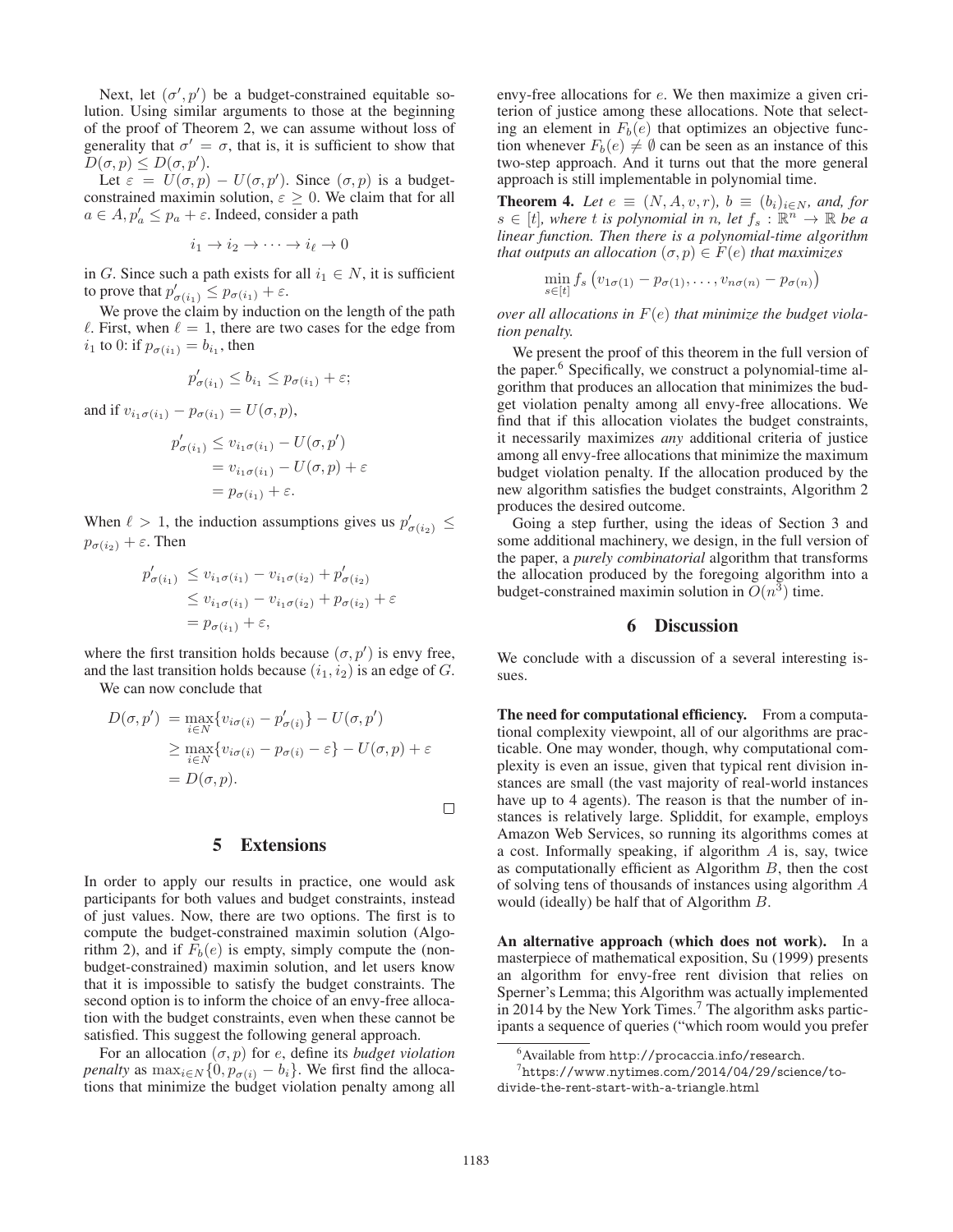Next, let $(\sigma', p')$ be a budget-constrained equitable solution. Using similar arguments to those at the beginning of the proof of Theorem 2, we can assume without loss of generality that $\sigma' = \sigma$, that is, it is sufficient to show that $D(\sigma, p) \leq D(\sigma, p')$.

Let $\varepsilon = U(\sigma, p) - U(\sigma, p')$. Since $(\sigma, p)$ is a budget-constrained maximin solution, $\varepsilon \geq 0$. We claim that for all $a \in A, p'_a \leq p_a + \varepsilon$. Indeed, consider a path

$$i_1 \rightarrow i_2 \rightarrow \cdots \rightarrow i_\ell \rightarrow 0$$

in $G$. Since such a path exists for all $i_1 \in N$, it is sufficient to prove that $p'_{\sigma(i_1)} \leq p_{\sigma(i_1)} + \varepsilon$.

We prove the claim by induction on the length of the path $\ell$. First, when $\ell = 1$, there are two cases for the edge from $i_1$ to 0: if $p_{\sigma(i_1)} = b_{i_1}$, then

$$p'_{\sigma(i_1)} \leq b_{i_1} \leq p_{\sigma(i_1)} + \varepsilon;$$

and if $v_{i_1\sigma(i_1)} - p_{\sigma(i_1)} = U(\sigma, p)$,

$$\begin{aligned} p'_{\sigma(i_1)} &\leq v_{i_1\sigma(i_1)} - U(\sigma, p') \\ &= v_{i_1\sigma(i_1)} - U(\sigma, p) + \varepsilon \\ &= p_{\sigma(i_1)} + \varepsilon. \end{aligned}$$

When $\ell > 1$, the induction assumptions gives us $p'_{\sigma(i_2)} \leq p_{\sigma(i_2)} + \varepsilon$. Then

$$\begin{aligned} p'_{\sigma(i_1)} &\leq v_{i_1\sigma(i_1)} - v_{i_1\sigma(i_2)} + p'_{\sigma(i_2)} \\ &\leq v_{i_1\sigma(i_1)} - v_{i_1\sigma(i_2)} + p_{\sigma(i_2)} + \varepsilon \\ &= p_{\sigma(i_1)} + \varepsilon, \end{aligned}$$

where the first transition holds because $(\sigma, p')$ is envy free, and the last transition holds because $(i_1, i_2)$ is an edge of $G$.

We can now conclude that

$$\begin{aligned} D(\sigma, p') &= \max_{i \in N}\{v_{i\sigma(i)} - p'_{\sigma(i)}\} - U(\sigma, p') \\ &\geq \max_{i \in N}\{v_{i\sigma(i)} - p_{\sigma(i)} - \varepsilon\} - U(\sigma, p) + \varepsilon \\ &= D(\sigma, p). \end{aligned}$$

□

## 5 Extensions

In order to apply our results in practice, one would ask participants for both values and budget constraints, instead of just values. Now, there are two options. The first is to compute the budget-constrained maximin solution (Algorithm 2), and if $F_b(e)$ is empty, simply compute the (non-budget-constrained) maximin solution, and let users know that it is impossible to satisfy the budget constraints. The second option is to inform the choice of an envy-free allocation with the budget constraints, even when these cannot be satisfied. This suggest the following general approach.

For an allocation $(\sigma, p)$ for $e$, define its *budget violation penalty* as $\max_{i \in N}\{0, p_{\sigma(i)} - b_i\}$. We first find the allocations that minimize the budget violation penalty among all envy-free allocations for $e$. We then maximize a given criterion of justice among these allocations. Note that selecting an element in $F_b(e)$ that optimizes an objective function whenever $F_b(e) \neq \emptyset$ can be seen as an instance of this two-step approach. And it turns out that the more general approach is still implementable in polynomial time.

**Theorem 4.** *Let $e \equiv (N, A, v, r)$, $b \equiv (b_i)_{i \in N}$, and, for $s \in [t]$, where $t$ is polynomial in $n$, let $f_s : \mathbb{R}^n \rightarrow \mathbb{R}$ be a linear function. Then there is a polynomial-time algorithm that outputs an allocation $(\sigma, p) \in F(e)$ that maximizes*

$$\min_{s \in [t]} f_s\left(v_{1\sigma(1)} - p_{\sigma(1)}, \ldots, v_{n\sigma(n)} - p_{\sigma(n)}\right)$$

*over all allocations in $F(e)$ that minimize the budget violation penalty.*

We present the proof of this theorem in the full version of the paper.[6] Specifically, we construct a polynomial-time algorithm that produces an allocation that minimizes the budget violation penalty among all envy-free allocations. We find that if this allocation violates the budget constraints, it necessarily maximizes *any* additional criteria of justice among all envy-free allocations that minimize the maximum budget violation penalty. If the allocation produced by the new algorithm satisfies the budget constraints, Algorithm 2 produces the desired outcome.

Going a step further, using the ideas of Section 3 and some additional machinery, we design, in the full version of the paper, a *purely combinatorial* algorithm that transforms the allocation produced by the foregoing algorithm into a budget-constrained maximin solution in $O(n^3)$ time.

## 6 Discussion

We conclude with a discussion of a several interesting issues.

**The need for computational efficiency.** From a computational complexity viewpoint, all of our algorithms are practicable. One may wonder, though, why computational complexity is even an issue, given that typical rent division instances are small (the vast majority of real-world instances have up to 4 agents). The reason is that the number of instances is relatively large. Spliddit, for example, employs Amazon Web Services, so running its algorithms comes at a cost. Informally speaking, if algorithm $A$ is, say, twice as computationally efficient as Algorithm $B$, then the cost of solving tens of thousands of instances using algorithm $A$ would (ideally) be half that of Algorithm $B$.

**An alternative approach (which does not work).** In a masterpiece of mathematical exposition, Su (1999) presents an algorithm for envy-free rent division that relies on Sperner's Lemma; this Algorithm was actually implemented in 2014 by the New York Times.[7] The algorithm asks participants a sequence of queries ("which room would you prefer

[6] Available from http://procaccia.info/research.

[7] https://www.nytimes.com/2014/04/29/science/to-divide-the-rent-start-with-a-triangle.html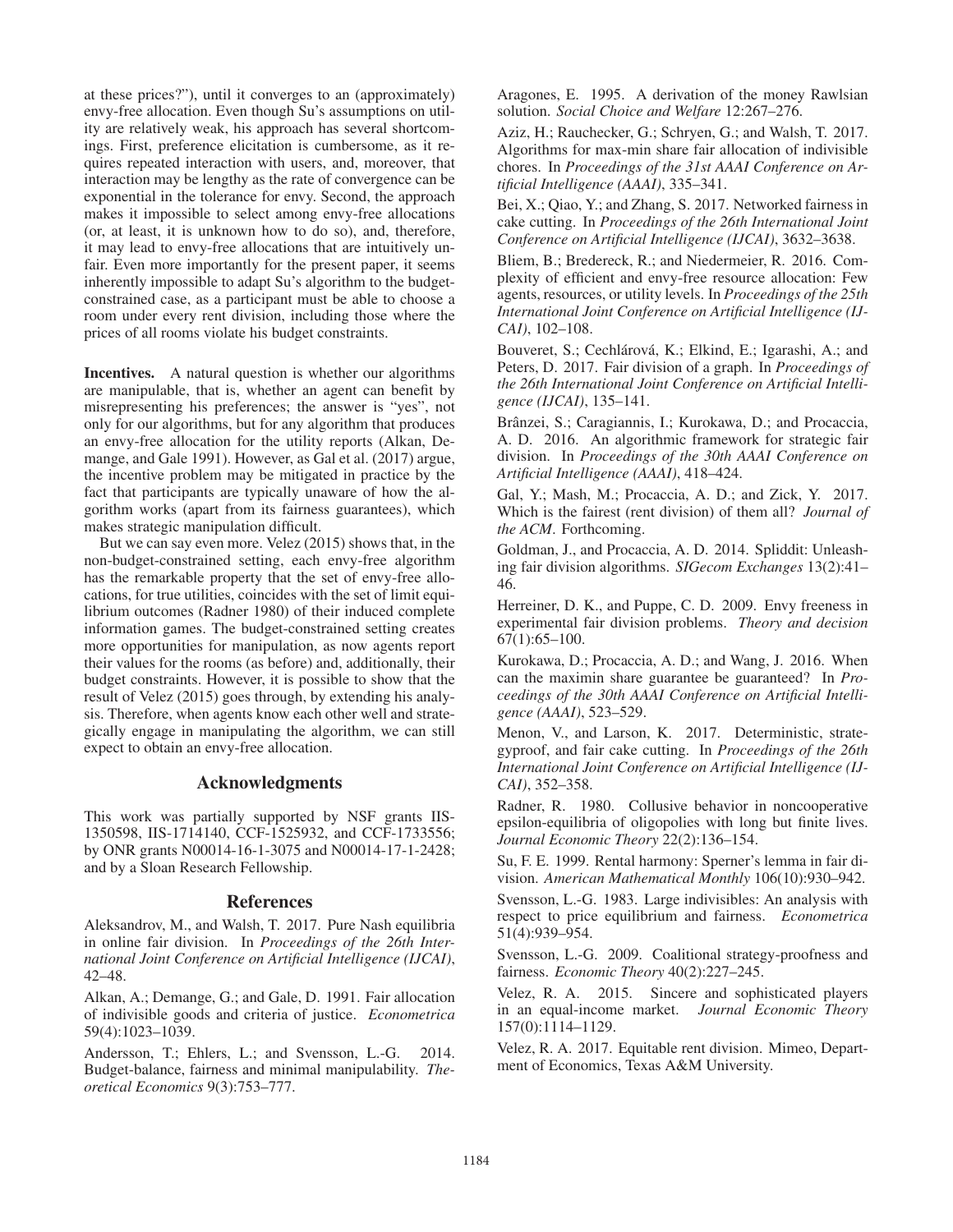at these prices?"), until it converges to an (approximately) envy-free allocation. Even though Su's assumptions on utility are relatively weak, his approach has several shortcomings. First, preference elicitation is cumbersome, as it requires repeated interaction with users, and, moreover, that interaction may be lengthy as the rate of convergence can be exponential in the tolerance for envy. Second, the approach makes it impossible to select among envy-free allocations (or, at least, it is unknown how to do so), and, therefore, it may lead to envy-free allocations that are intuitively unfair. Even more importantly for the present paper, it seems inherently impossible to adapt Su's algorithm to the budget-constrained case, as a participant must be able to choose a room under every rent division, including those where the prices of all rooms violate his budget constraints.

**Incentives.** A natural question is whether our algorithms are manipulable, that is, whether an agent can benefit by misrepresenting his preferences; the answer is "yes", not only for our algorithms, but for any algorithm that produces an envy-free allocation for the utility reports (Alkan, Demange, and Gale 1991). However, as Gal et al. (2017) argue, the incentive problem may be mitigated in practice by the fact that participants are typically unaware of how the algorithm works (apart from its fairness guarantees), which makes strategic manipulation difficult.

But we can say even more. Velez (2015) shows that, in the non-budget-constrained setting, each envy-free algorithm has the remarkable property that the set of envy-free allocations, for true utilities, coincides with the set of limit equilibrium outcomes (Radner 1980) of their induced complete information games. The budget-constrained setting creates more opportunities for manipulation, as now agents report their values for the rooms (as before) and, additionally, their budget constraints. However, it is possible to show that the result of Velez (2015) goes through, by extending his analysis. Therefore, when agents know each other well and strategically engage in manipulating the algorithm, we can still expect to obtain an envy-free allocation.

## Acknowledgments

This work was partially supported by NSF grants IIS-1350598, IIS-1714140, CCF-1525932, and CCF-1733556; by ONR grants N00014-16-1-3075 and N00014-17-1-2428; and by a Sloan Research Fellowship.

## References

Aleksandrov, M., and Walsh, T. 2017. Pure Nash equilibria in online fair division. In *Proceedings of the 26th International Joint Conference on Artificial Intelligence (IJCAI)*, 42–48.

Alkan, A.; Demange, G.; and Gale, D. 1991. Fair allocation of indivisible goods and criteria of justice. *Econometrica* 59(4):1023–1039.

Andersson, T.; Ehlers, L.; and Svensson, L.-G. 2014. Budget-balance, fairness and minimal manipulability. *Theoretical Economics* 9(3):753–777.

Aragones, E. 1995. A derivation of the money Rawlsian solution. *Social Choice and Welfare* 12:267–276.

Aziz, H.; Rauchecker, G.; Schryen, G.; and Walsh, T. 2017. Algorithms for max-min share fair allocation of indivisible chores. In *Proceedings of the 31st AAAI Conference on Artificial Intelligence (AAAI)*, 335–341.

Bei, X.; Qiao, Y.; and Zhang, S. 2017. Networked fairness in cake cutting. In *Proceedings of the 26th International Joint Conference on Artificial Intelligence (IJCAI)*, 3632–3638.

Bliem, B.; Bredereck, R.; and Niedermeier, R. 2016. Complexity of efficient and envy-free resource allocation: Few agents, resources, or utility levels. In *Proceedings of the 25th International Joint Conference on Artificial Intelligence (IJCAI)*, 102–108.

Bouveret, S.; Cechlárová, K.; Elkind, E.; Igarashi, A.; and Peters, D. 2017. Fair division of a graph. In *Proceedings of the 26th International Joint Conference on Artificial Intelligence (IJCAI)*, 135–141.

Brânzei, S.; Caragiannis, I.; Kurokawa, D.; and Procaccia, A. D. 2016. An algorithmic framework for strategic fair division. In *Proceedings of the 30th AAAI Conference on Artificial Intelligence (AAAI)*, 418–424.

Gal, Y.; Mash, M.; Procaccia, A. D.; and Zick, Y. 2017. Which is the fairest (rent division) of them all? *Journal of the ACM*. Forthcoming.

Goldman, J., and Procaccia, A. D. 2014. Spliddit: Unleashing fair division algorithms. *SIGecom Exchanges* 13(2):41–46.

Herreiner, D. K., and Puppe, C. D. 2009. Envy freeness in experimental fair division problems. *Theory and decision* 67(1):65–100.

Kurokawa, D.; Procaccia, A. D.; and Wang, J. 2016. When can the maximin share guarantee be guaranteed? In *Proceedings of the 30th AAAI Conference on Artificial Intelligence (AAAI)*, 523–529.

Menon, V., and Larson, K. 2017. Deterministic, strategyproof, and fair cake cutting. In *Proceedings of the 26th International Joint Conference on Artificial Intelligence (IJCAI)*, 352–358.

Radner, R. 1980. Collusive behavior in noncooperative epsilon-equilibria of oligopolies with long but finite lives. *Journal Economic Theory* 22(2):136–154.

Su, F. E. 1999. Rental harmony: Sperner's lemma in fair division. *American Mathematical Monthly* 106(10):930–942.

Svensson, L.-G. 1983. Large indivisibles: An analysis with respect to price equilibrium and fairness. *Econometrica* 51(4):939–954.

Svensson, L.-G. 2009. Coalitional strategy-proofness and fairness. *Economic Theory* 40(2):227–245.

Velez, R. A. 2015. Sincere and sophisticated players in an equal-income market. *Journal Economic Theory* 157(0):1114–1129.

Velez, R. A. 2017. Equitable rent division. Mimeo, Department of Economics, Texas A&M University.